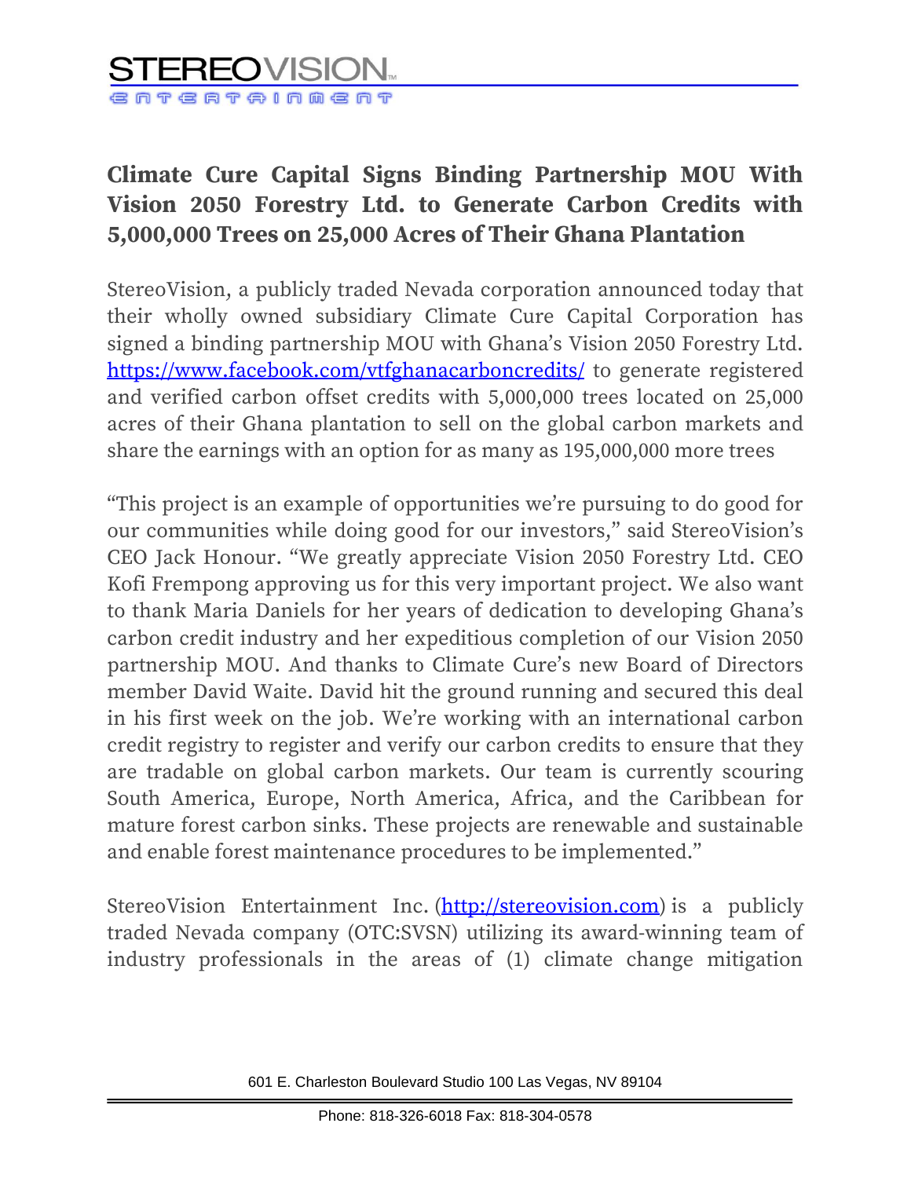STEREOVISION ENTERTAINMENT

# Climate Cure Capital Signs Binding Partnership MOU With Vision 2050 Forestry Ltd. to Generate Carbon Credits with 5,000,000 Trees on 25,000 Acres of Their Ghana Plantation

StereoVision, a publicly traded Nevada corporation announced today that their wholly owned subsidiary Climate Cure Capital Corporation has signed a binding partnership MOU with Ghana's Vision 2050 Forestry Ltd. https://www.facebook.com/vtfghanacarboncredits/ to generate registered and verified carbon offset credits with 5,000,000 trees located on 25,000 acres of their Ghana plantation to sell on the global carbon markets and share the earnings with an option for as many as 195,000,000 more trees

"This project is an example of opportunities we're pursuing to do good for our communities while doing good for our investors," said StereoVision's CEO Jack Honour. "We greatly appreciate Vision 2050 Forestry Ltd. CEO Kofi Frempong approving us for this very important project. We also want to thank Maria Daniels for her years of dedication to developing Ghana's carbon credit industry and her expeditious completion of our Vision 2050 partnership MOU. And thanks to Climate Cure's new Board of Directors member David Waite. David hit the ground running and secured this deal in his first week on the job. We're working with an international carbon credit registry to register and verify our carbon credits to ensure that they are tradable on global carbon markets. Our team is currently scouring South America, Europe, North America, Africa, and the Caribbean for mature forest carbon sinks. These projects are renewable and sustainable and enable forest maintenance procedures to be implemented."

StereoVision Entertainment Inc. (http://stereovision.com) is a publicly traded Nevada company (OTC:SVSN) utilizing its award-winning team of industry professionals in the areas of (1) climate change mitigation

601 E. Charleston Boulevard Studio 100 Las Vegas, NV 89104

Phone: 818-326-6018 Fax: 818-304-0578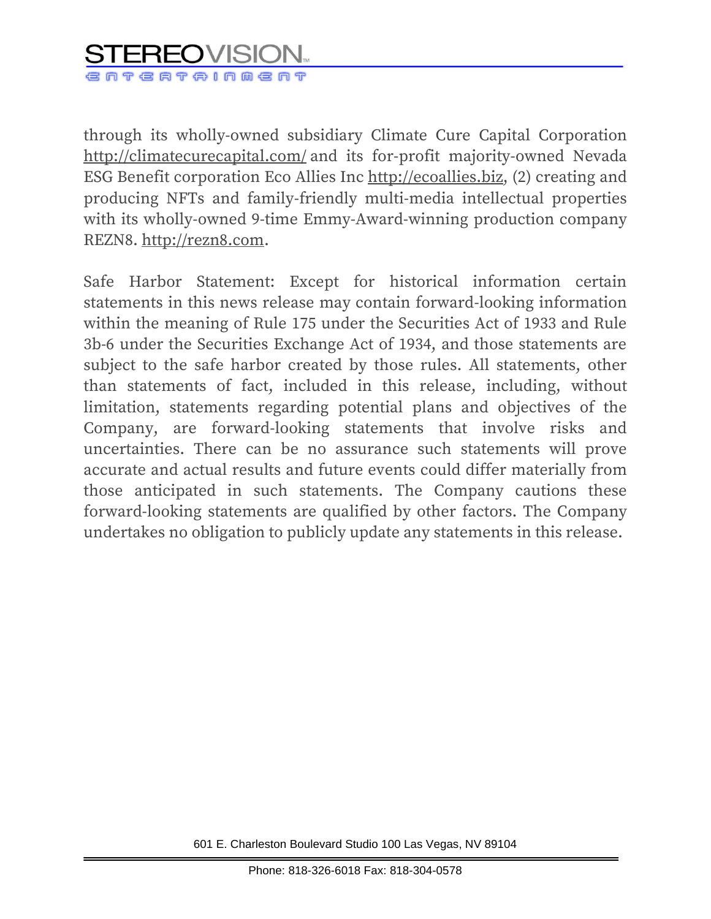through its wholly-owned subsidiary Climate Cure Capital Corporation http://climatecurecapital.com/ and its for-profit majority-owned Nevada ESG Benefit corporation Eco Allies Inc http://ecoallies.biz, (2) creating and producing NFTs and family-friendly multi-media intellectual properties with its wholly-owned 9-time Emmy-Award-winning production company REZN8. http://rezn8.com.

Safe Harbor Statement: Except for historical information certain statements in this news release may contain forward-looking information within the meaning of Rule 175 under the Securities Act of 1933 and Rule 3b-6 under the Securities Exchange Act of 1934, and those statements are subject to the safe harbor created by those rules. All statements, other than statements of fact, included in this release, including, without limitation, statements regarding potential plans and objectives of the Company, are forward-looking statements that involve risks and uncertainties. There can be no assurance such statements will prove accurate and actual results and future events could differ materially from those anticipated in such statements. The Company cautions these forward-looking statements are qualified by other factors. The Company undertakes no obligation to publicly update any statements in this release.